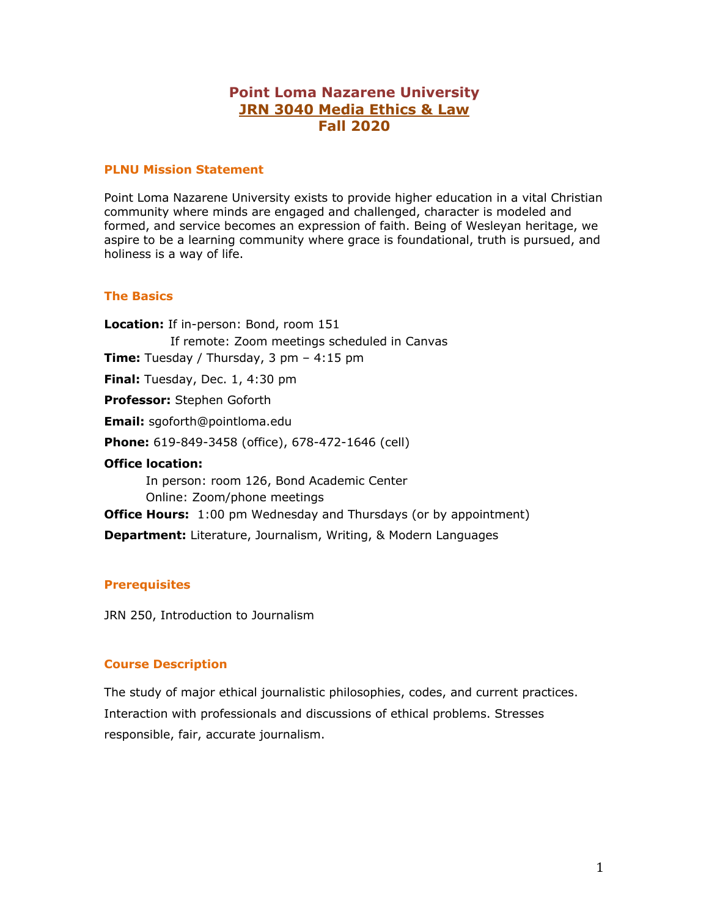# Point Loma Nazarene University
# JRN 3040 Media Ethics & Law
# Fall 2020

## PLNU Mission Statement

Point Loma Nazarene University exists to provide higher education in a vital Christian community where minds are engaged and challenged, character is modeled and formed, and service becomes an expression of faith. Being of Wesleyan heritage, we aspire to be a learning community where grace is foundational, truth is pursued, and holiness is a way of life.

## The Basics

**Location:** If in-person: Bond, room 151
If remote: Zoom meetings scheduled in Canvas

**Time:** Tuesday / Thursday, 3 pm – 4:15 pm

**Final:** Tuesday, Dec. 1, 4:30 pm

**Professor:** Stephen Goforth

**Email:** sgoforth@pointloma.edu

**Phone:** 619-849-3458 (office), 678-472-1646 (cell)

**Office location:**
In person: room 126, Bond Academic Center
Online: Zoom/phone meetings

**Office Hours:** 1:00 pm Wednesday and Thursdays (or by appointment)

**Department:** Literature, Journalism, Writing, & Modern Languages

## Prerequisites

JRN 250, Introduction to Journalism

## Course Description

The study of major ethical journalistic philosophies, codes, and current practices. Interaction with professionals and discussions of ethical problems. Stresses responsible, fair, accurate journalism.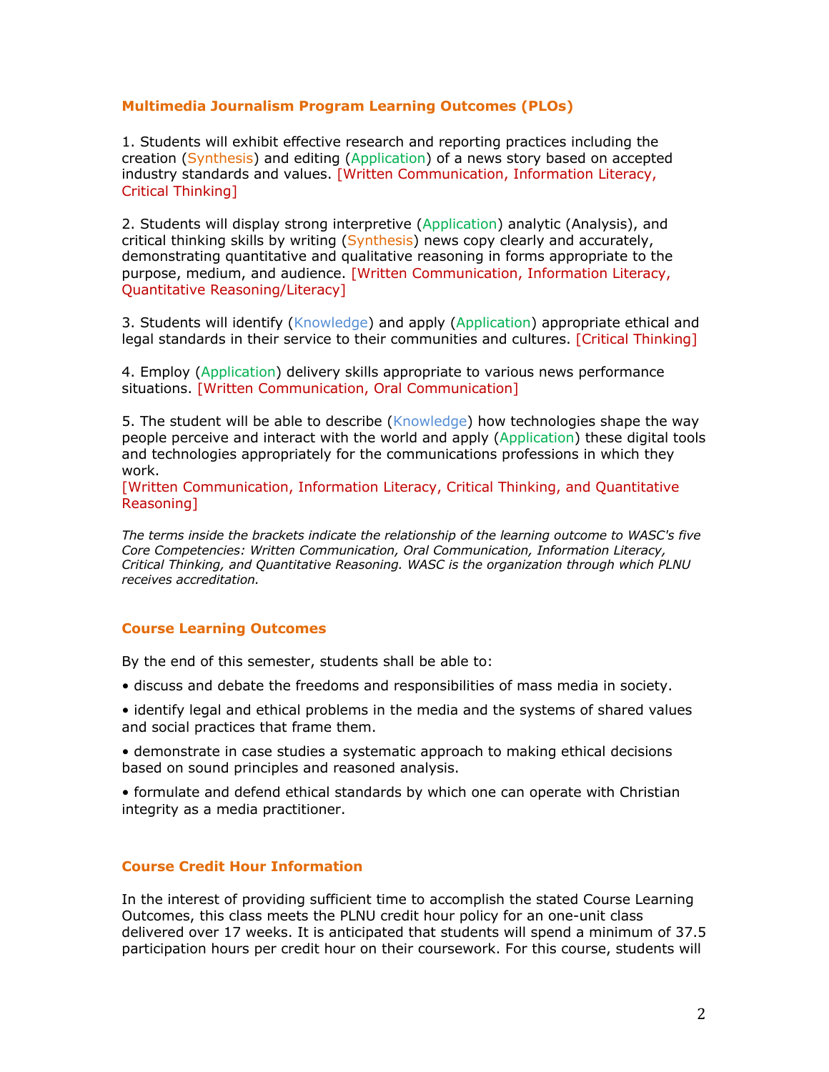### Multimedia Journalism Program Learning Outcomes (PLOs)

1. Students will exhibit effective research and reporting practices including the creation (Synthesis) and editing (Application) of a news story based on accepted industry standards and values. [Written Communication, Information Literacy, Critical Thinking]

2. Students will display strong interpretive (Application) analytic (Analysis), and critical thinking skills by writing (Synthesis) news copy clearly and accurately, demonstrating quantitative and qualitative reasoning in forms appropriate to the purpose, medium, and audience. [Written Communication, Information Literacy, Quantitative Reasoning/Literacy]

3. Students will identify (Knowledge) and apply (Application) appropriate ethical and legal standards in their service to their communities and cultures. [Critical Thinking]

4. Employ (Application) delivery skills appropriate to various news performance situations. [Written Communication, Oral Communication]

5. The student will be able to describe (Knowledge) how technologies shape the way people perceive and interact with the world and apply (Application) these digital tools and technologies appropriately for the communications professions in which they work.
[Written Communication, Information Literacy, Critical Thinking, and Quantitative Reasoning]

*The terms inside the brackets indicate the relationship of the learning outcome to WASC's five Core Competencies: Written Communication, Oral Communication, Information Literacy, Critical Thinking, and Quantitative Reasoning. WASC is the organization through which PLNU receives accreditation.*

### Course Learning Outcomes

By the end of this semester, students shall be able to:

- discuss and debate the freedoms and responsibilities of mass media in society.
- identify legal and ethical problems in the media and the systems of shared values and social practices that frame them.
- demonstrate in case studies a systematic approach to making ethical decisions based on sound principles and reasoned analysis.
- formulate and defend ethical standards by which one can operate with Christian integrity as a media practitioner.

### Course Credit Hour Information

In the interest of providing sufficient time to accomplish the stated Course Learning Outcomes, this class meets the PLNU credit hour policy for an one-unit class delivered over 17 weeks. It is anticipated that students will spend a minimum of 37.5 participation hours per credit hour on their coursework. For this course, students will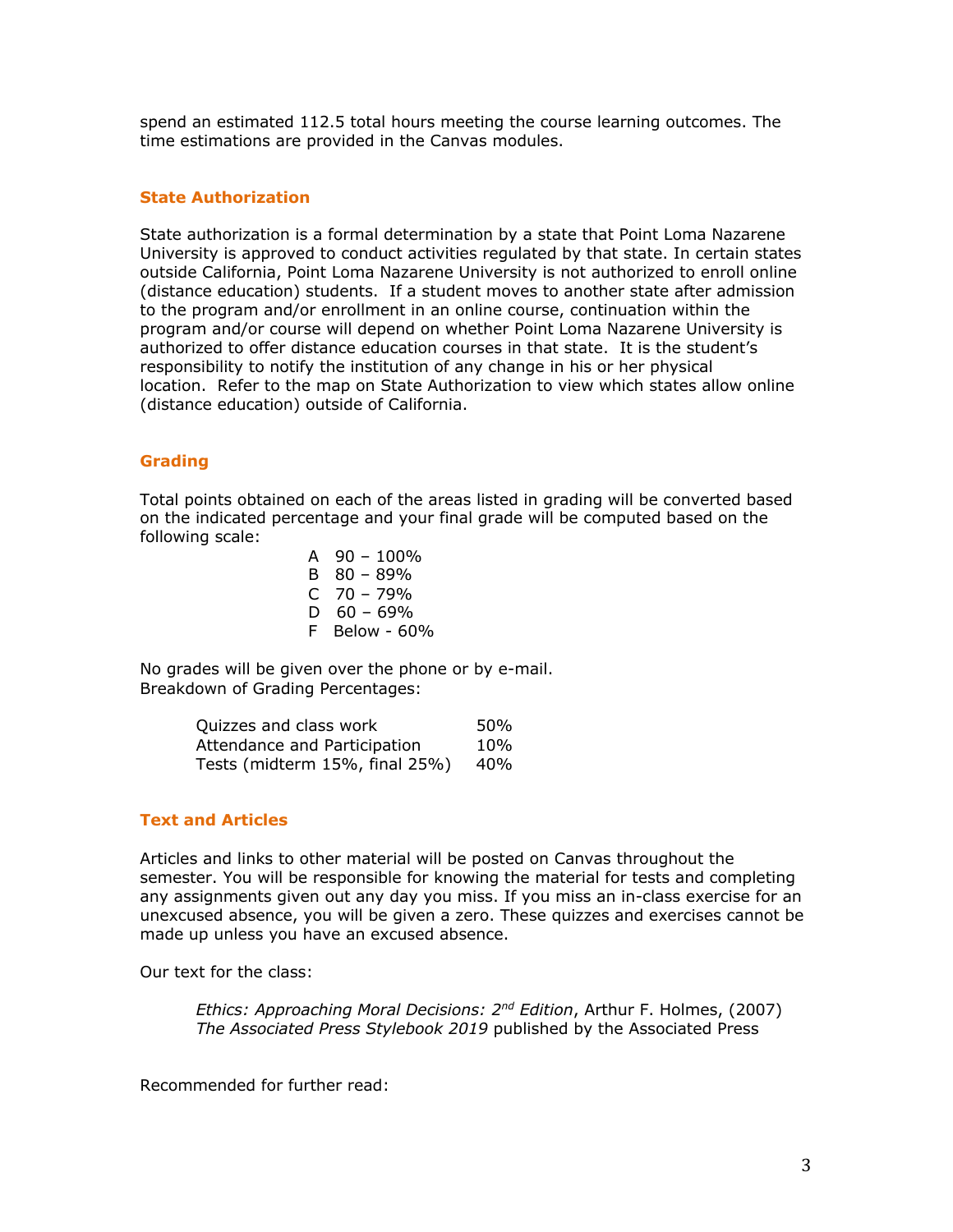spend an estimated 112.5 total hours meeting the course learning outcomes. The time estimations are provided in the Canvas modules.

### State Authorization

State authorization is a formal determination by a state that Point Loma Nazarene University is approved to conduct activities regulated by that state. In certain states outside California, Point Loma Nazarene University is not authorized to enroll online (distance education) students. If a student moves to another state after admission to the program and/or enrollment in an online course, continuation within the program and/or course will depend on whether Point Loma Nazarene University is authorized to offer distance education courses in that state. It is the student's responsibility to notify the institution of any change in his or her physical location. Refer to the map on State Authorization to view which states allow online (distance education) outside of California.

### Grading

Total points obtained on each of the areas listed in grading will be converted based on the indicated percentage and your final grade will be computed based on the following scale:

A 90 – 100%
B 80 – 89%
C 70 – 79%
D 60 – 69%
F Below - 60%

No grades will be given over the phone or by e-mail.
Breakdown of Grading Percentages:

| | |
|---|---|
| Quizzes and class work | 50% |
| Attendance and Participation | 10% |
| Tests (midterm 15%, final 25%) | 40% |

### Text and Articles

Articles and links to other material will be posted on Canvas throughout the semester. You will be responsible for knowing the material for tests and completing any assignments given out any day you miss. If you miss an in-class exercise for an unexcused absence, you will be given a zero. These quizzes and exercises cannot be made up unless you have an excused absence.

Our text for the class:

*Ethics: Approaching Moral Decisions: 2nd Edition*, Arthur F. Holmes, (2007)
*The Associated Press Stylebook 2019* published by the Associated Press

Recommended for further read: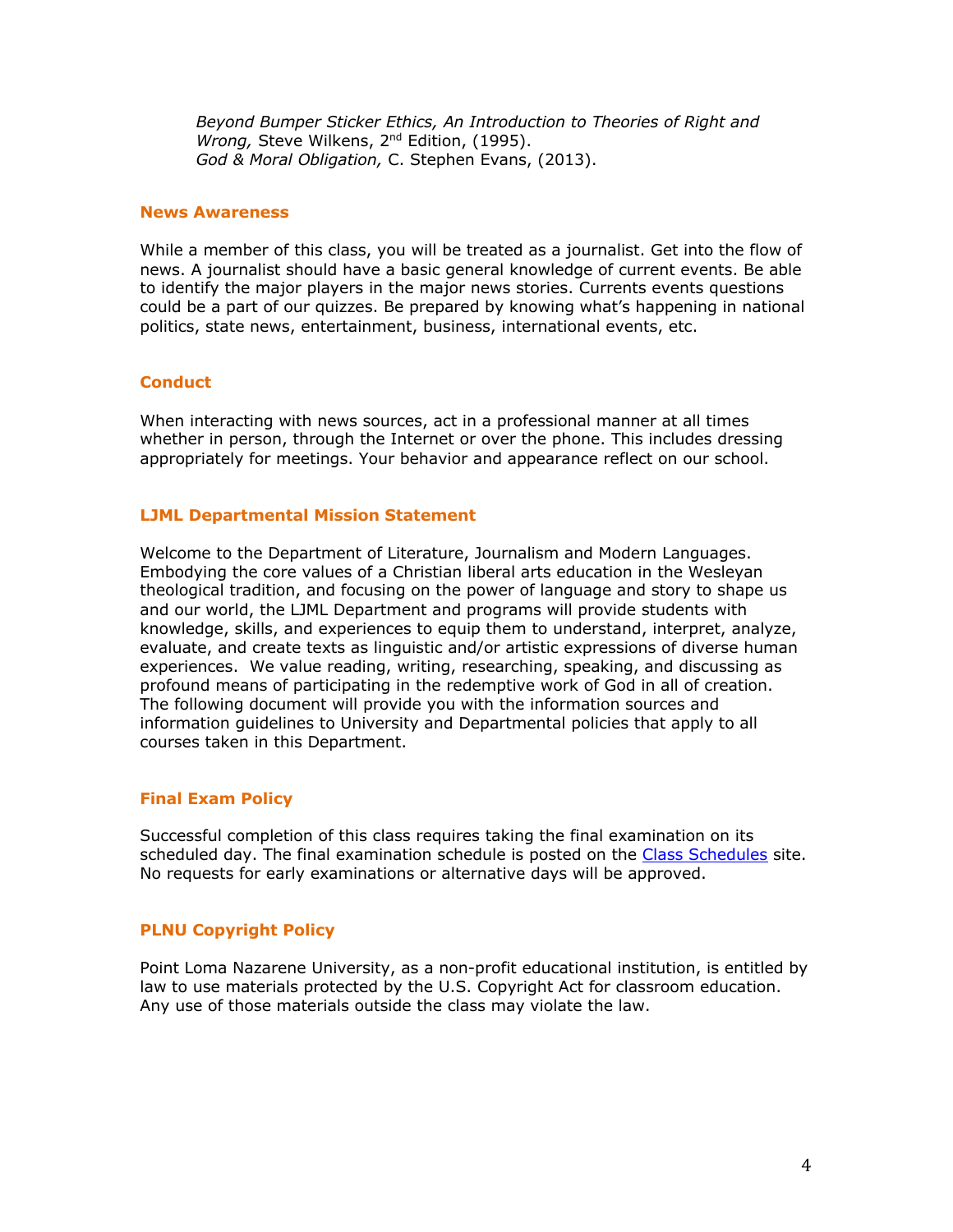*Beyond Bumper Sticker Ethics, An Introduction to Theories of Right and Wrong,* Steve Wilkens, 2nd Edition, (1995).
*God & Moral Obligation,* C. Stephen Evans, (2013).

## News Awareness

While a member of this class, you will be treated as a journalist. Get into the flow of news. A journalist should have a basic general knowledge of current events. Be able to identify the major players in the major news stories. Currents events questions could be a part of our quizzes. Be prepared by knowing what's happening in national politics, state news, entertainment, business, international events, etc.

## Conduct

When interacting with news sources, act in a professional manner at all times whether in person, through the Internet or over the phone. This includes dressing appropriately for meetings. Your behavior and appearance reflect on our school.

## LJML Departmental Mission Statement

Welcome to the Department of Literature, Journalism and Modern Languages. Embodying the core values of a Christian liberal arts education in the Wesleyan theological tradition, and focusing on the power of language and story to shape us and our world, the LJML Department and programs will provide students with knowledge, skills, and experiences to equip them to understand, interpret, analyze, evaluate, and create texts as linguistic and/or artistic expressions of diverse human experiences. We value reading, writing, researching, speaking, and discussing as profound means of participating in the redemptive work of God in all of creation. The following document will provide you with the information sources and information guidelines to University and Departmental policies that apply to all courses taken in this Department.

## Final Exam Policy

Successful completion of this class requires taking the final examination on its scheduled day. The final examination schedule is posted on the Class Schedules site. No requests for early examinations or alternative days will be approved.

## PLNU Copyright Policy

Point Loma Nazarene University, as a non-profit educational institution, is entitled by law to use materials protected by the U.S. Copyright Act for classroom education. Any use of those materials outside the class may violate the law.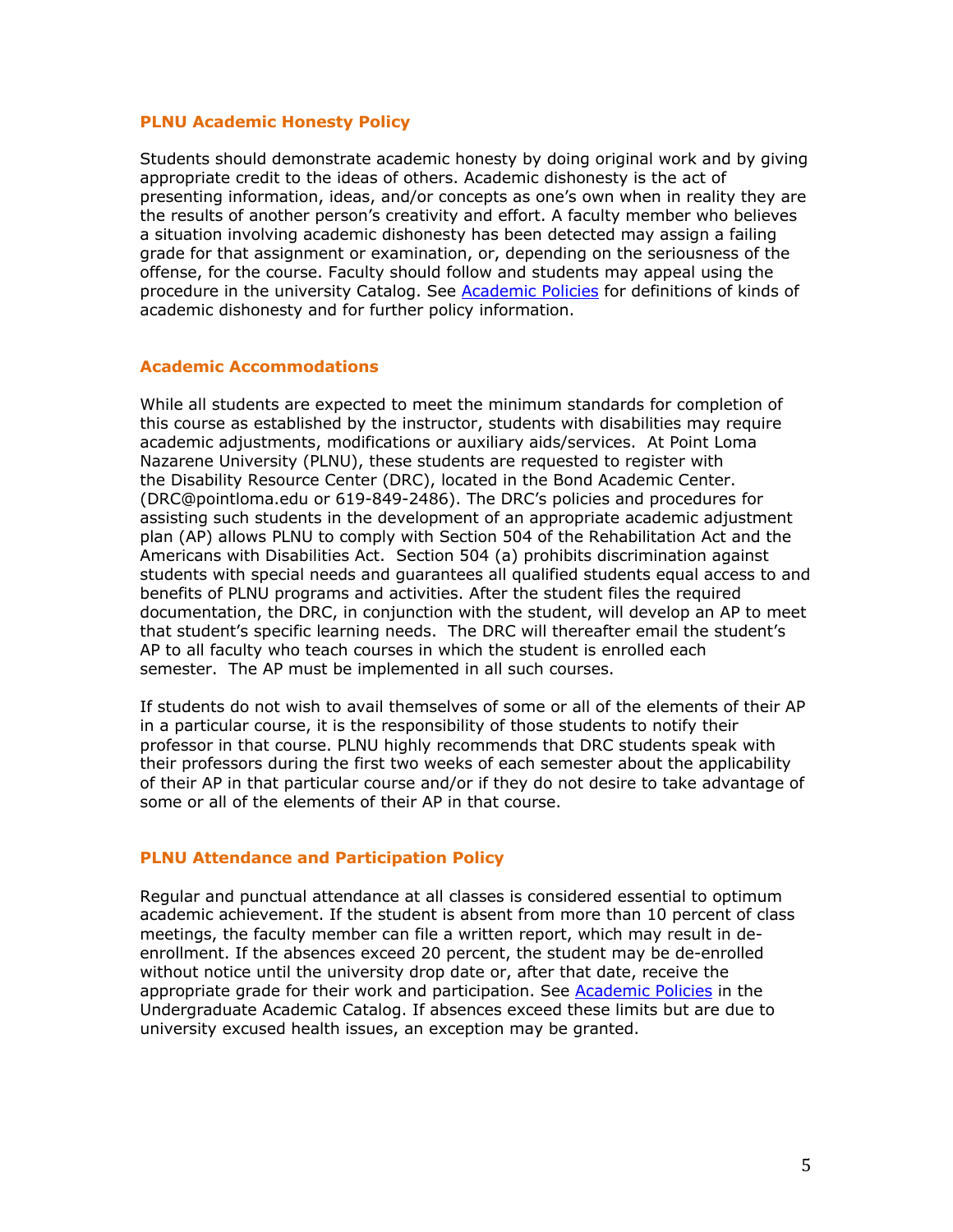### PLNU Academic Honesty Policy

Students should demonstrate academic honesty by doing original work and by giving appropriate credit to the ideas of others. Academic dishonesty is the act of presenting information, ideas, and/or concepts as one's own when in reality they are the results of another person's creativity and effort. A faculty member who believes a situation involving academic dishonesty has been detected may assign a failing grade for that assignment or examination, or, depending on the seriousness of the offense, for the course. Faculty should follow and students may appeal using the procedure in the university Catalog. See [Academic Policies] for definitions of kinds of academic dishonesty and for further policy information.

### Academic Accommodations

While all students are expected to meet the minimum standards for completion of this course as established by the instructor, students with disabilities may require academic adjustments, modifications or auxiliary aids/services. At Point Loma Nazarene University (PLNU), these students are requested to register with the Disability Resource Center (DRC), located in the Bond Academic Center. (DRC@pointloma.edu or 619-849-2486). The DRC's policies and procedures for assisting such students in the development of an appropriate academic adjustment plan (AP) allows PLNU to comply with Section 504 of the Rehabilitation Act and the Americans with Disabilities Act. Section 504 (a) prohibits discrimination against students with special needs and guarantees all qualified students equal access to and benefits of PLNU programs and activities. After the student files the required documentation, the DRC, in conjunction with the student, will develop an AP to meet that student's specific learning needs. The DRC will thereafter email the student's AP to all faculty who teach courses in which the student is enrolled each semester. The AP must be implemented in all such courses.

If students do not wish to avail themselves of some or all of the elements of their AP in a particular course, it is the responsibility of those students to notify their professor in that course. PLNU highly recommends that DRC students speak with their professors during the first two weeks of each semester about the applicability of their AP in that particular course and/or if they do not desire to take advantage of some or all of the elements of their AP in that course.

### PLNU Attendance and Participation Policy

Regular and punctual attendance at all classes is considered essential to optimum academic achievement. If the student is absent from more than 10 percent of class meetings, the faculty member can file a written report, which may result in de-enrollment. If the absences exceed 20 percent, the student may be de-enrolled without notice until the university drop date or, after that date, receive the appropriate grade for their work and participation. See [Academic Policies] in the Undergraduate Academic Catalog. If absences exceed these limits but are due to university excused health issues, an exception may be granted.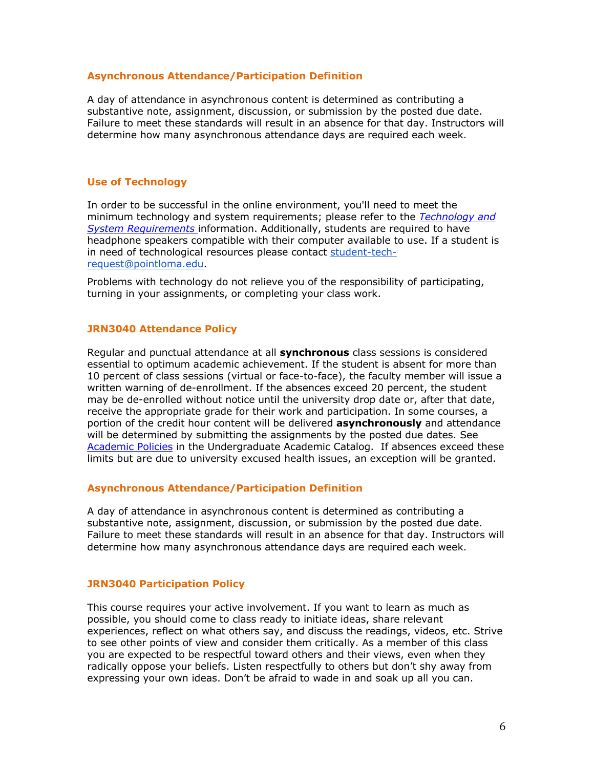### Asynchronous Attendance/Participation Definition

A day of attendance in asynchronous content is determined as contributing a substantive note, assignment, discussion, or submission by the posted due date. Failure to meet these standards will result in an absence for that day. Instructors will determine how many asynchronous attendance days are required each week.

### Use of Technology

In order to be successful in the online environment, you'll need to meet the minimum technology and system requirements; please refer to the *Technology and System Requirements* information. Additionally, students are required to have headphone speakers compatible with their computer available to use. If a student is in need of technological resources please contact student-tech-request@pointloma.edu.

Problems with technology do not relieve you of the responsibility of participating, turning in your assignments, or completing your class work.

### JRN3040 Attendance Policy

Regular and punctual attendance at all **synchronous** class sessions is considered essential to optimum academic achievement. If the student is absent for more than 10 percent of class sessions (virtual or face-to-face), the faculty member will issue a written warning of de-enrollment. If the absences exceed 20 percent, the student may be de-enrolled without notice until the university drop date or, after that date, receive the appropriate grade for their work and participation. In some courses, a portion of the credit hour content will be delivered **asynchronously** and attendance will be determined by submitting the assignments by the posted due dates. See Academic Policies in the Undergraduate Academic Catalog. If absences exceed these limits but are due to university excused health issues, an exception will be granted.

### Asynchronous Attendance/Participation Definition

A day of attendance in asynchronous content is determined as contributing a substantive note, assignment, discussion, or submission by the posted due date. Failure to meet these standards will result in an absence for that day. Instructors will determine how many asynchronous attendance days are required each week.

### JRN3040 Participation Policy

This course requires your active involvement. If you want to learn as much as possible, you should come to class ready to initiate ideas, share relevant experiences, reflect on what others say, and discuss the readings, videos, etc. Strive to see other points of view and consider them critically. As a member of this class you are expected to be respectful toward others and their views, even when they radically oppose your beliefs. Listen respectfully to others but don't shy away from expressing your own ideas. Don't be afraid to wade in and soak up all you can.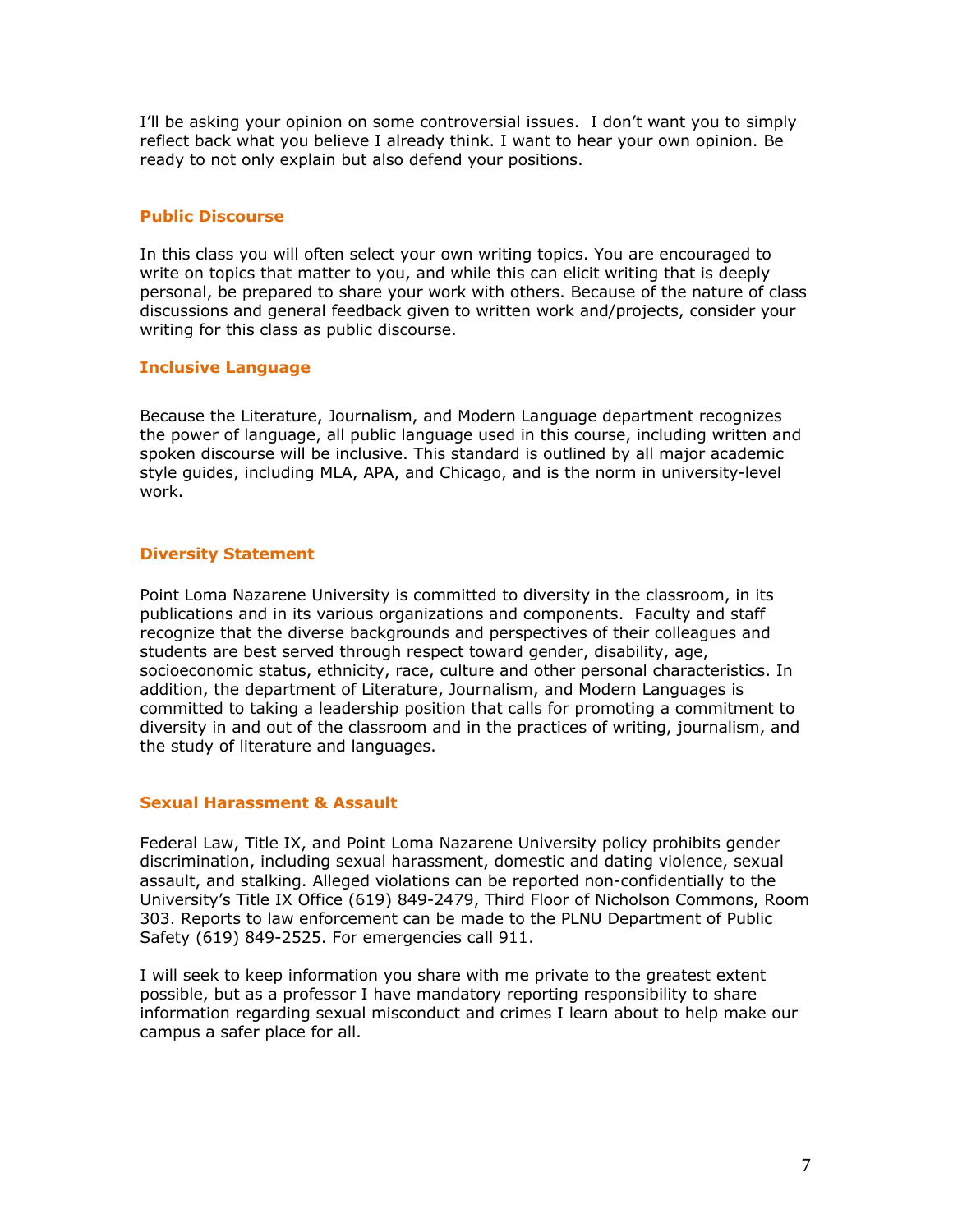I'll be asking your opinion on some controversial issues. I don't want you to simply reflect back what you believe I already think. I want to hear your own opinion. Be ready to not only explain but also defend your positions.

### Public Discourse

In this class you will often select your own writing topics. You are encouraged to write on topics that matter to you, and while this can elicit writing that is deeply personal, be prepared to share your work with others. Because of the nature of class discussions and general feedback given to written work and/projects, consider your writing for this class as public discourse.

### Inclusive Language

Because the Literature, Journalism, and Modern Language department recognizes the power of language, all public language used in this course, including written and spoken discourse will be inclusive. This standard is outlined by all major academic style guides, including MLA, APA, and Chicago, and is the norm in university-level work.

### Diversity Statement

Point Loma Nazarene University is committed to diversity in the classroom, in its publications and in its various organizations and components. Faculty and staff recognize that the diverse backgrounds and perspectives of their colleagues and students are best served through respect toward gender, disability, age, socioeconomic status, ethnicity, race, culture and other personal characteristics. In addition, the department of Literature, Journalism, and Modern Languages is committed to taking a leadership position that calls for promoting a commitment to diversity in and out of the classroom and in the practices of writing, journalism, and the study of literature and languages.

### Sexual Harassment & Assault

Federal Law, Title IX, and Point Loma Nazarene University policy prohibits gender discrimination, including sexual harassment, domestic and dating violence, sexual assault, and stalking. Alleged violations can be reported non-confidentially to the University's Title IX Office (619) 849-2479, Third Floor of Nicholson Commons, Room 303. Reports to law enforcement can be made to the PLNU Department of Public Safety (619) 849-2525. For emergencies call 911.

I will seek to keep information you share with me private to the greatest extent possible, but as a professor I have mandatory reporting responsibility to share information regarding sexual misconduct and crimes I learn about to help make our campus a safer place for all.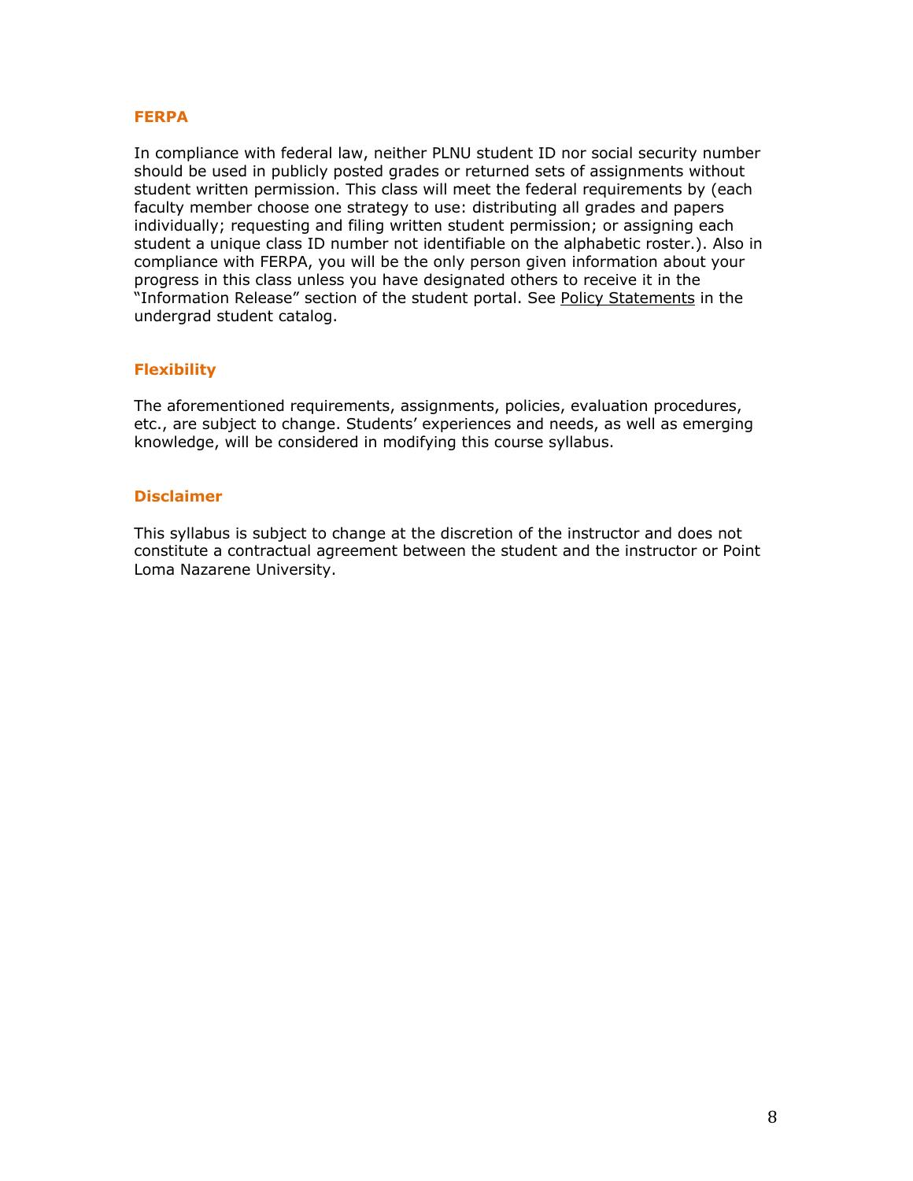### FERPA

In compliance with federal law, neither PLNU student ID nor social security number should be used in publicly posted grades or returned sets of assignments without student written permission. This class will meet the federal requirements by (each faculty member choose one strategy to use: distributing all grades and papers individually; requesting and filing written student permission; or assigning each student a unique class ID number not identifiable on the alphabetic roster.). Also in compliance with FERPA, you will be the only person given information about your progress in this class unless you have designated others to receive it in the "Information Release" section of the student portal. See Policy Statements in the undergrad student catalog.

### Flexibility

The aforementioned requirements, assignments, policies, evaluation procedures, etc., are subject to change. Students' experiences and needs, as well as emerging knowledge, will be considered in modifying this course syllabus.

### Disclaimer

This syllabus is subject to change at the discretion of the instructor and does not constitute a contractual agreement between the student and the instructor or Point Loma Nazarene University.